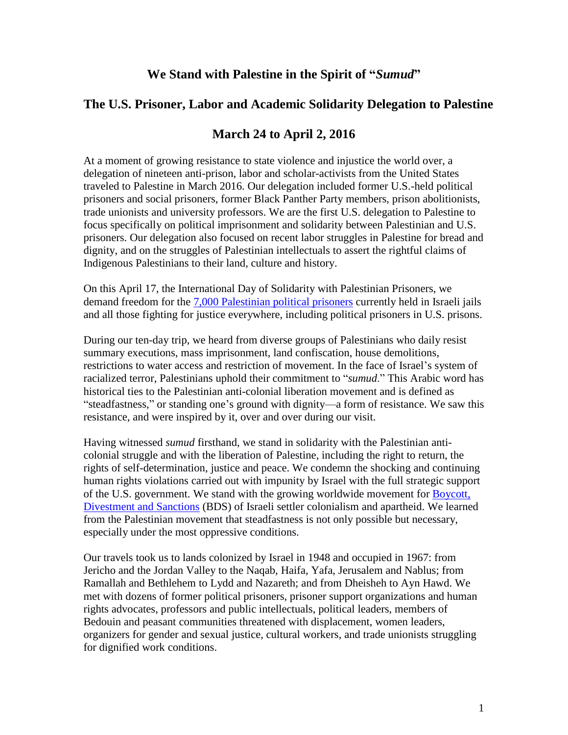# We Stand with Palestine in the Spirit of "*Sumud*"

## The U.S. Prisoner, Labor and Academic Solidarity Delegation to Palestine

## March 24 to April 2, 2016

At a moment of growing resistance to state violence and injustice the world over, a delegation of nineteen anti-prison, labor and scholar-activists from the United States traveled to Palestine in March 2016. Our delegation included former U.S.-held political prisoners and social prisoners, former Black Panther Party members, prison abolitionists, trade unionists and university professors. We are the first U.S. delegation to Palestine to focus specifically on political imprisonment and solidarity between Palestinian and U.S. prisoners. Our delegation also focused on recent labor struggles in Palestine for bread and dignity, and on the struggles of Palestinian intellectuals to assert the rightful claims of Indigenous Palestinians to their land, culture and history.

On this April 17, the International Day of Solidarity with Palestinian Prisoners, we demand freedom for the 7,000 Palestinian political prisoners currently held in Israeli jails and all those fighting for justice everywhere, including political prisoners in U.S. prisons.

During our ten-day trip, we heard from diverse groups of Palestinians who daily resist summary executions, mass imprisonment, land confiscation, house demolitions, restrictions to water access and restriction of movement. In the face of Israel's system of racialized terror, Palestinians uphold their commitment to "*sumud*." This Arabic word has historical ties to the Palestinian anti-colonial liberation movement and is defined as "steadfastness," or standing one's ground with dignity—a form of resistance. We saw this resistance, and were inspired by it, over and over during our visit.

Having witnessed *sumud* firsthand, we stand in solidarity with the Palestinian anti-colonial struggle and with the liberation of Palestine, including the right to return, the rights of self-determination, justice and peace. We condemn the shocking and continuing human rights violations carried out with impunity by Israel with the full strategic support of the U.S. government. We stand with the growing worldwide movement for Boycott, Divestment and Sanctions (BDS) of Israeli settler colonialism and apartheid. We learned from the Palestinian movement that steadfastness is not only possible but necessary, especially under the most oppressive conditions.

Our travels took us to lands colonized by Israel in 1948 and occupied in 1967: from Jericho and the Jordan Valley to the Naqab, Haifa, Yafa, Jerusalem and Nablus; from Ramallah and Bethlehem to Lydd and Nazareth; and from Dheisheh to Ayn Hawd. We met with dozens of former political prisoners, prisoner support organizations and human rights advocates, professors and public intellectuals, political leaders, members of Bedouin and peasant communities threatened with displacement, women leaders, organizers for gender and sexual justice, cultural workers, and trade unionists struggling for dignified work conditions.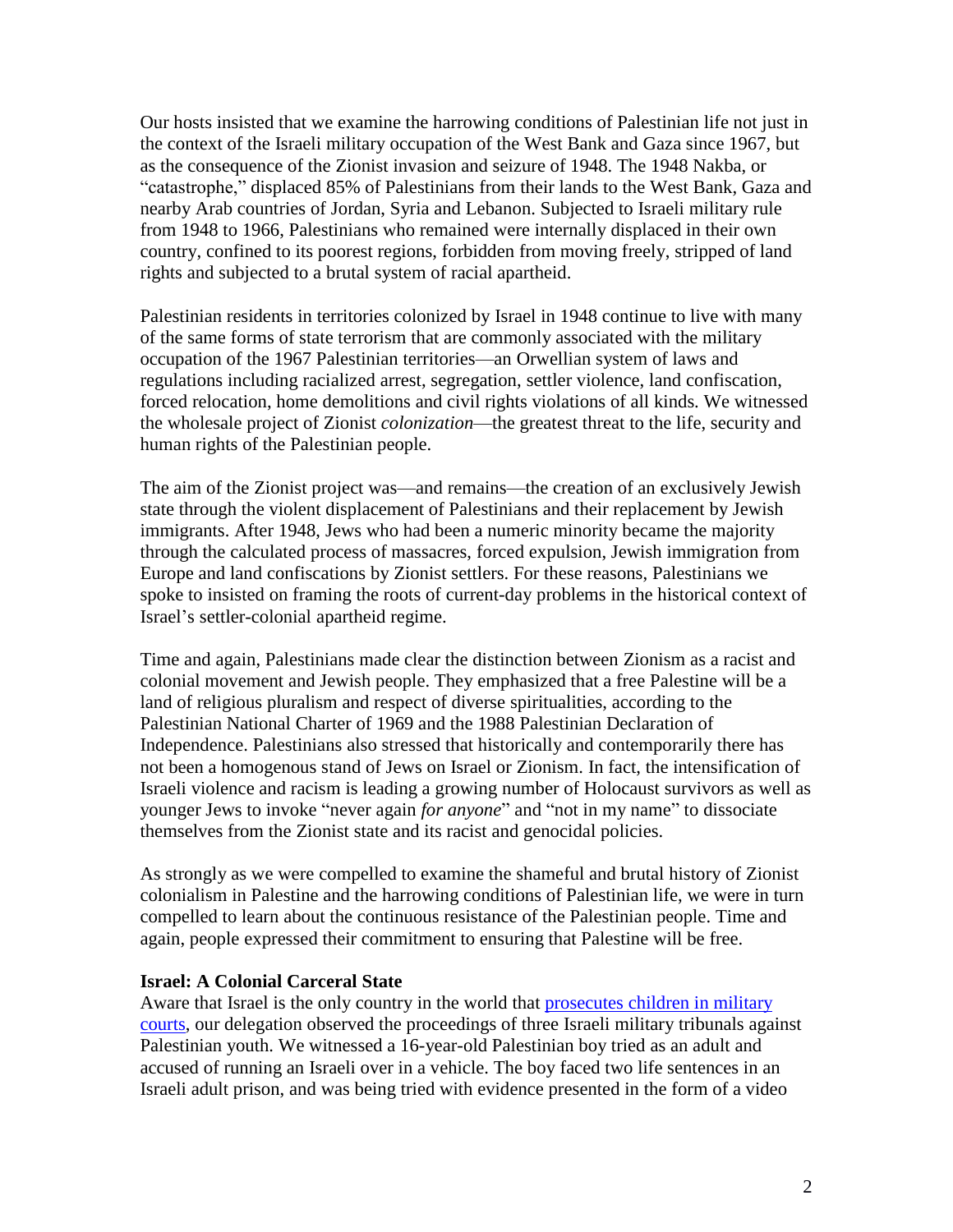Our hosts insisted that we examine the harrowing conditions of Palestinian life not just in the context of the Israeli military occupation of the West Bank and Gaza since 1967, but as the consequence of the Zionist invasion and seizure of 1948. The 1948 Nakba, or "catastrophe," displaced 85% of Palestinians from their lands to the West Bank, Gaza and nearby Arab countries of Jordan, Syria and Lebanon. Subjected to Israeli military rule from 1948 to 1966, Palestinians who remained were internally displaced in their own country, confined to its poorest regions, forbidden from moving freely, stripped of land rights and subjected to a brutal system of racial apartheid.

Palestinian residents in territories colonized by Israel in 1948 continue to live with many of the same forms of state terrorism that are commonly associated with the military occupation of the 1967 Palestinian territories—an Orwellian system of laws and regulations including racialized arrest, segregation, settler violence, land confiscation, forced relocation, home demolitions and civil rights violations of all kinds. We witnessed the wholesale project of Zionist *colonization*—the greatest threat to the life, security and human rights of the Palestinian people.

The aim of the Zionist project was—and remains—the creation of an exclusively Jewish state through the violent displacement of Palestinians and their replacement by Jewish immigrants. After 1948, Jews who had been a numeric minority became the majority through the calculated process of massacres, forced expulsion, Jewish immigration from Europe and land confiscations by Zionist settlers. For these reasons, Palestinians we spoke to insisted on framing the roots of current-day problems in the historical context of Israel's settler-colonial apartheid regime.

Time and again, Palestinians made clear the distinction between Zionism as a racist and colonial movement and Jewish people. They emphasized that a free Palestine will be a land of religious pluralism and respect of diverse spiritualities, according to the Palestinian National Charter of 1969 and the 1988 Palestinian Declaration of Independence. Palestinians also stressed that historically and contemporarily there has not been a homogenous stand of Jews on Israel or Zionism. In fact, the intensification of Israeli violence and racism is leading a growing number of Holocaust survivors as well as younger Jews to invoke "never again *for anyone*" and "not in my name" to dissociate themselves from the Zionist state and its racist and genocidal policies.

As strongly as we were compelled to examine the shameful and brutal history of Zionist colonialism in Palestine and the harrowing conditions of Palestinian life, we were in turn compelled to learn about the continuous resistance of the Palestinian people. Time and again, people expressed their commitment to ensuring that Palestine will be free.

**Israel: A Colonial Carceral State**

Aware that Israel is the only country in the world that prosecutes children in military courts, our delegation observed the proceedings of three Israeli military tribunals against Palestinian youth. We witnessed a 16-year-old Palestinian boy tried as an adult and accused of running an Israeli over in a vehicle. The boy faced two life sentences in an Israeli adult prison, and was being tried with evidence presented in the form of a video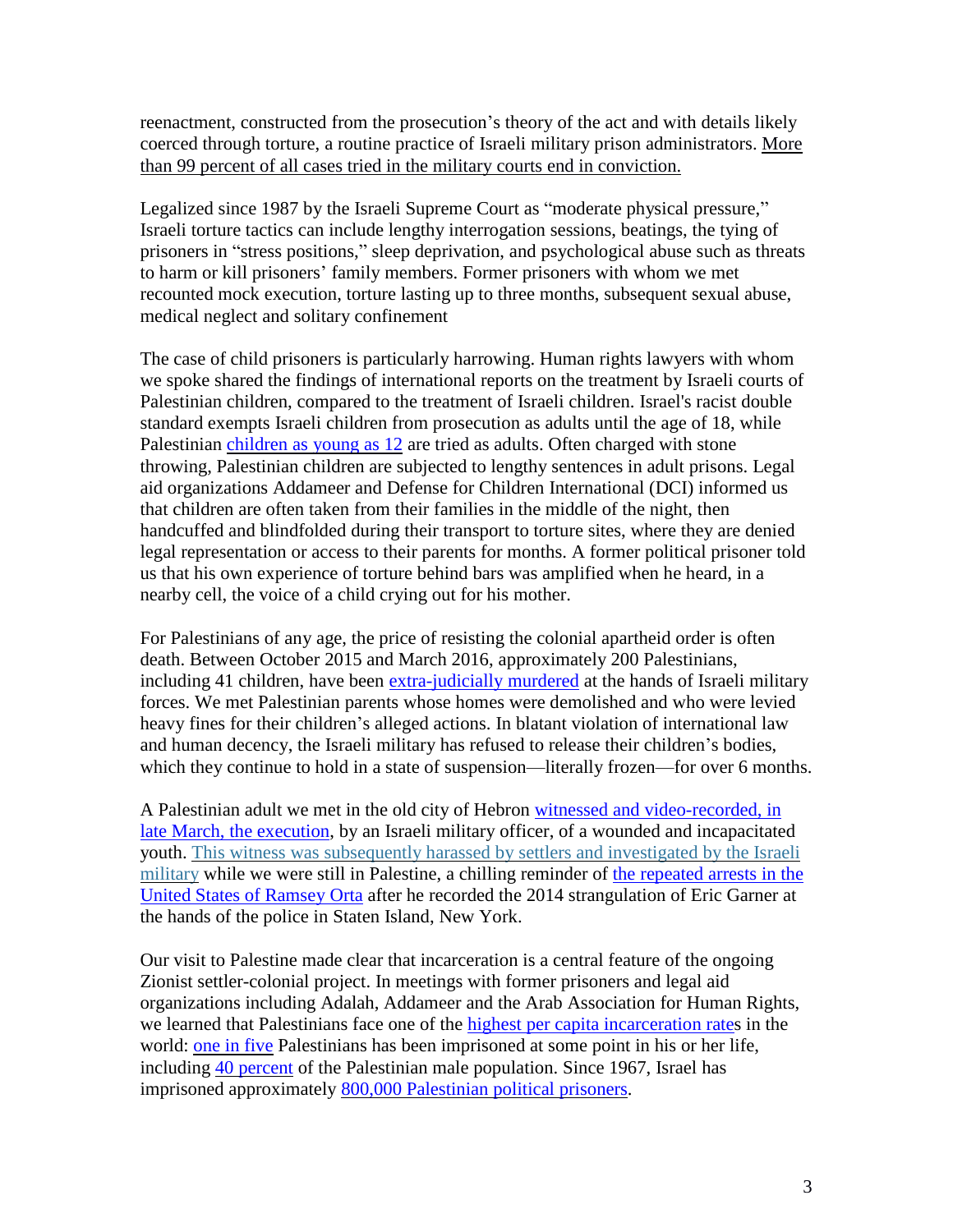reenactment, constructed from the prosecution's theory of the act and with details likely coerced through torture, a routine practice of Israeli military prison administrators. More than 99 percent of all cases tried in the military courts end in conviction.

Legalized since 1987 by the Israeli Supreme Court as "moderate physical pressure," Israeli torture tactics can include lengthy interrogation sessions, beatings, the tying of prisoners in "stress positions," sleep deprivation, and psychological abuse such as threats to harm or kill prisoners' family members. Former prisoners with whom we met recounted mock execution, torture lasting up to three months, subsequent sexual abuse, medical neglect and solitary confinement

The case of child prisoners is particularly harrowing. Human rights lawyers with whom we spoke shared the findings of international reports on the treatment by Israeli courts of Palestinian children, compared to the treatment of Israeli children. Israel's racist double standard exempts Israeli children from prosecution as adults until the age of 18, while Palestinian children as young as 12 are tried as adults. Often charged with stone throwing, Palestinian children are subjected to lengthy sentences in adult prisons. Legal aid organizations Addameer and Defense for Children International (DCI) informed us that children are often taken from their families in the middle of the night, then handcuffed and blindfolded during their transport to torture sites, where they are denied legal representation or access to their parents for months. A former political prisoner told us that his own experience of torture behind bars was amplified when he heard, in a nearby cell, the voice of a child crying out for his mother.

For Palestinians of any age, the price of resisting the colonial apartheid order is often death. Between October 2015 and March 2016, approximately 200 Palestinians, including 41 children, have been extra-judicially murdered at the hands of Israeli military forces. We met Palestinian parents whose homes were demolished and who were levied heavy fines for their children's alleged actions. In blatant violation of international law and human decency, the Israeli military has refused to release their children's bodies, which they continue to hold in a state of suspension—literally frozen—for over 6 months.

A Palestinian adult we met in the old city of Hebron witnessed and video-recorded, in late March, the execution, by an Israeli military officer, of a wounded and incapacitated youth. This witness was subsequently harassed by settlers and investigated by the Israeli military while we were still in Palestine, a chilling reminder of the repeated arrests in the United States of Ramsey Orta after he recorded the 2014 strangulation of Eric Garner at the hands of the police in Staten Island, New York.

Our visit to Palestine made clear that incarceration is a central feature of the ongoing Zionist settler-colonial project. In meetings with former prisoners and legal aid organizations including Adalah, Addameer and the Arab Association for Human Rights, we learned that Palestinians face one of the highest per capita incarceration rates in the world: one in five Palestinians has been imprisoned at some point in his or her life, including 40 percent of the Palestinian male population. Since 1967, Israel has imprisoned approximately 800,000 Palestinian political prisoners.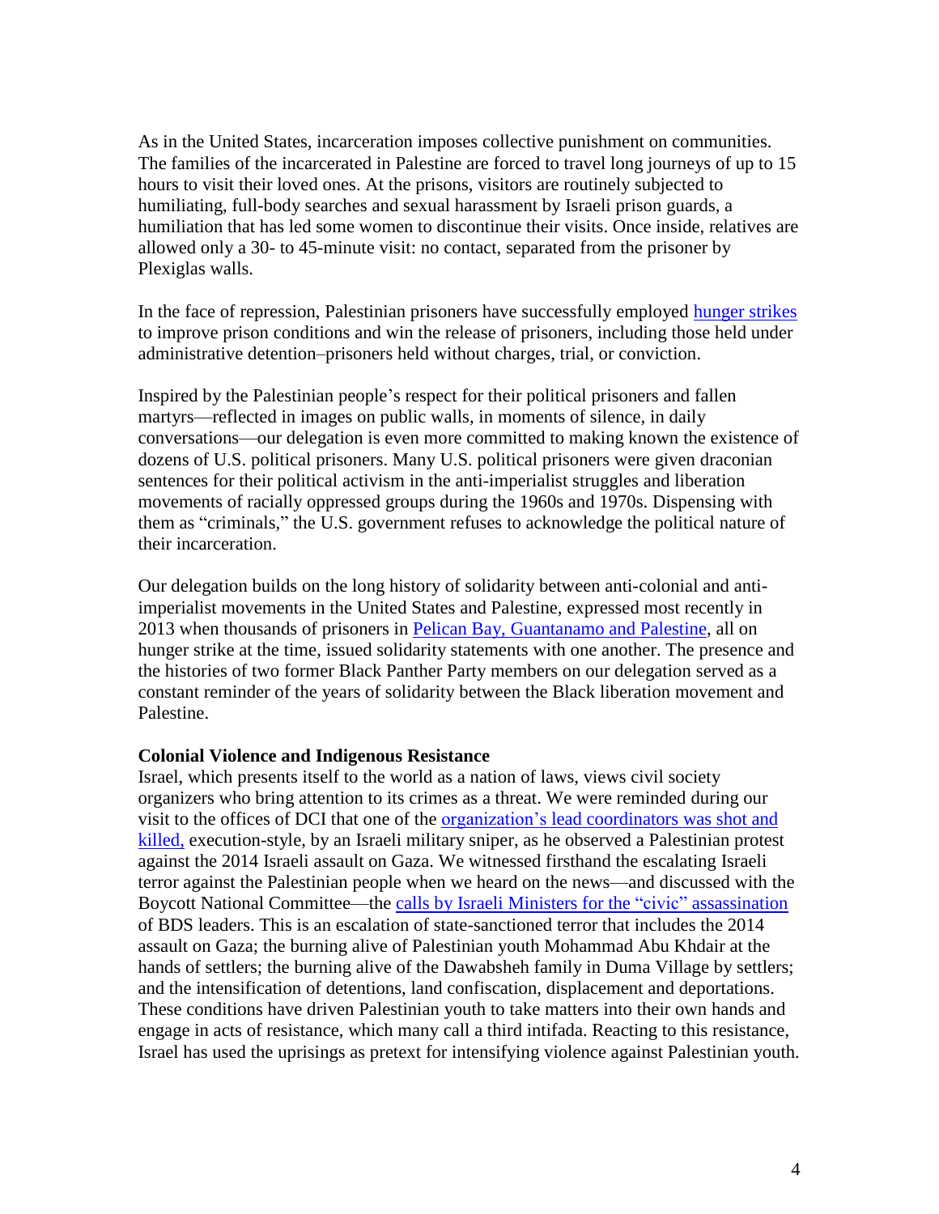As in the United States, incarceration imposes collective punishment on communities. The families of the incarcerated in Palestine are forced to travel long journeys of up to 15 hours to visit their loved ones. At the prisons, visitors are routinely subjected to humiliating, full-body searches and sexual harassment by Israeli prison guards, a humiliation that has led some women to discontinue their visits. Once inside, relatives are allowed only a 30- to 45-minute visit: no contact, separated from the prisoner by Plexiglas walls.

In the face of repression, Palestinian prisoners have successfully employed hunger strikes to improve prison conditions and win the release of prisoners, including those held under administrative detention–prisoners held without charges, trial, or conviction.

Inspired by the Palestinian people's respect for their political prisoners and fallen martyrs—reflected in images on public walls, in moments of silence, in daily conversations—our delegation is even more committed to making known the existence of dozens of U.S. political prisoners. Many U.S. political prisoners were given draconian sentences for their political activism in the anti-imperialist struggles and liberation movements of racially oppressed groups during the 1960s and 1970s. Dispensing with them as "criminals," the U.S. government refuses to acknowledge the political nature of their incarceration.

Our delegation builds on the long history of solidarity between anti-colonial and anti-imperialist movements in the United States and Palestine, expressed most recently in 2013 when thousands of prisoners in Pelican Bay, Guantanamo and Palestine, all on hunger strike at the time, issued solidarity statements with one another. The presence and the histories of two former Black Panther Party members on our delegation served as a constant reminder of the years of solidarity between the Black liberation movement and Palestine.

**Colonial Violence and Indigenous Resistance**

Israel, which presents itself to the world as a nation of laws, views civil society organizers who bring attention to its crimes as a threat. We were reminded during our visit to the offices of DCI that one of the organization's lead coordinators was shot and killed, execution-style, by an Israeli military sniper, as he observed a Palestinian protest against the 2014 Israeli assault on Gaza. We witnessed firsthand the escalating Israeli terror against the Palestinian people when we heard on the news—and discussed with the Boycott National Committee—the calls by Israeli Ministers for the "civic" assassination of BDS leaders. This is an escalation of state-sanctioned terror that includes the 2014 assault on Gaza; the burning alive of Palestinian youth Mohammad Abu Khdair at the hands of settlers; the burning alive of the Dawabsheh family in Duma Village by settlers; and the intensification of detentions, land confiscation, displacement and deportations. These conditions have driven Palestinian youth to take matters into their own hands and engage in acts of resistance, which many call a third intifada. Reacting to this resistance, Israel has used the uprisings as pretext for intensifying violence against Palestinian youth.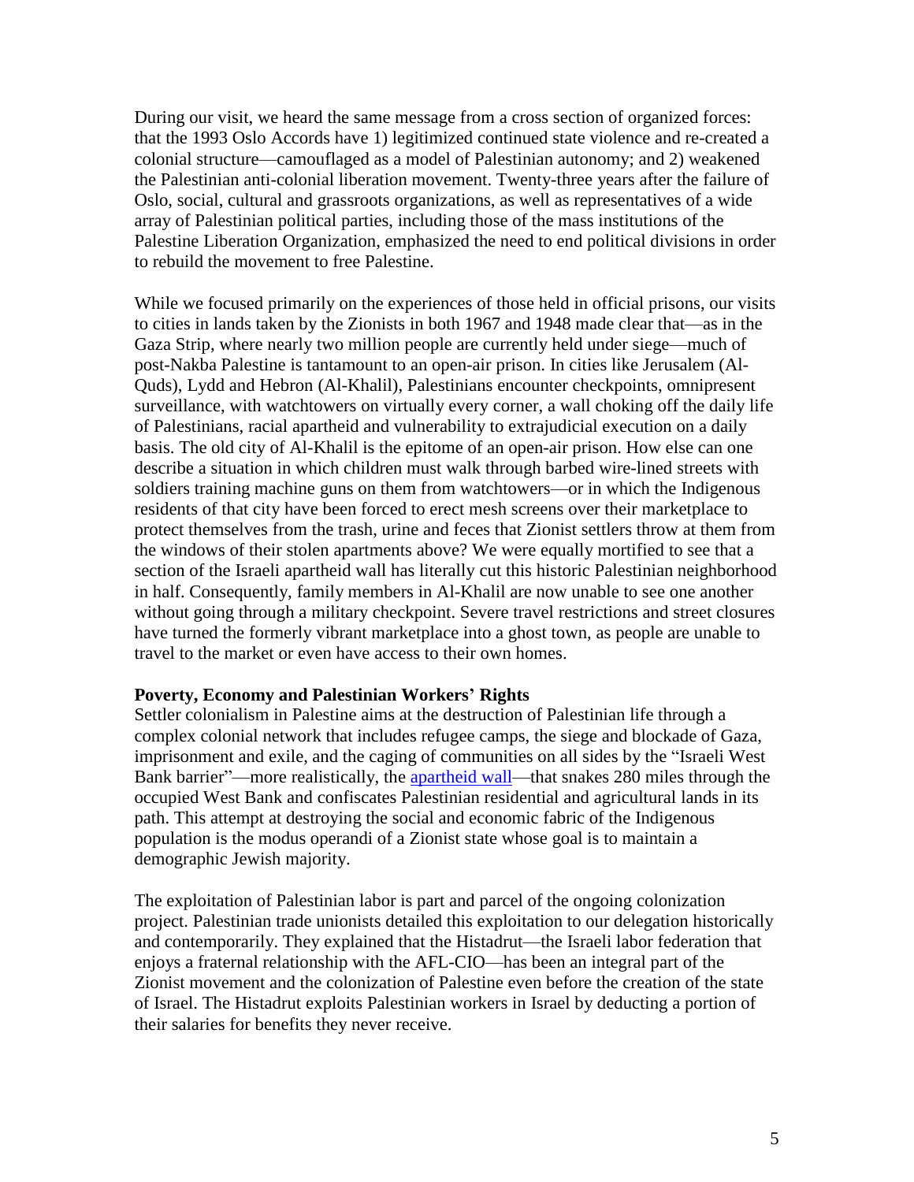During our visit, we heard the same message from a cross section of organized forces: that the 1993 Oslo Accords have 1) legitimized continued state violence and re-created a colonial structure—camouflaged as a model of Palestinian autonomy; and 2) weakened the Palestinian anti-colonial liberation movement. Twenty-three years after the failure of Oslo, social, cultural and grassroots organizations, as well as representatives of a wide array of Palestinian political parties, including those of the mass institutions of the Palestine Liberation Organization, emphasized the need to end political divisions in order to rebuild the movement to free Palestine.

While we focused primarily on the experiences of those held in official prisons, our visits to cities in lands taken by the Zionists in both 1967 and 1948 made clear that—as in the Gaza Strip, where nearly two million people are currently held under siege—much of post-Nakba Palestine is tantamount to an open-air prison. In cities like Jerusalem (Al-Quds), Lydd and Hebron (Al-Khalil), Palestinians encounter checkpoints, omnipresent surveillance, with watchtowers on virtually every corner, a wall choking off the daily life of Palestinians, racial apartheid and vulnerability to extrajudicial execution on a daily basis. The old city of Al-Khalil is the epitome of an open-air prison. How else can one describe a situation in which children must walk through barbed wire-lined streets with soldiers training machine guns on them from watchtowers—or in which the Indigenous residents of that city have been forced to erect mesh screens over their marketplace to protect themselves from the trash, urine and feces that Zionist settlers throw at them from the windows of their stolen apartments above? We were equally mortified to see that a section of the Israeli apartheid wall has literally cut this historic Palestinian neighborhood in half. Consequently, family members in Al-Khalil are now unable to see one another without going through a military checkpoint. Severe travel restrictions and street closures have turned the formerly vibrant marketplace into a ghost town, as people are unable to travel to the market or even have access to their own homes.

**Poverty, Economy and Palestinian Workers' Rights**

Settler colonialism in Palestine aims at the destruction of Palestinian life through a complex colonial network that includes refugee camps, the siege and blockade of Gaza, imprisonment and exile, and the caging of communities on all sides by the "Israeli West Bank barrier"—more realistically, the apartheid wall—that snakes 280 miles through the occupied West Bank and confiscates Palestinian residential and agricultural lands in its path. This attempt at destroying the social and economic fabric of the Indigenous population is the modus operandi of a Zionist state whose goal is to maintain a demographic Jewish majority.

The exploitation of Palestinian labor is part and parcel of the ongoing colonization project. Palestinian trade unionists detailed this exploitation to our delegation historically and contemporarily. They explained that the Histadrut—the Israeli labor federation that enjoys a fraternal relationship with the AFL-CIO—has been an integral part of the Zionist movement and the colonization of Palestine even before the creation of the state of Israel. The Histadrut exploits Palestinian workers in Israel by deducting a portion of their salaries for benefits they never receive.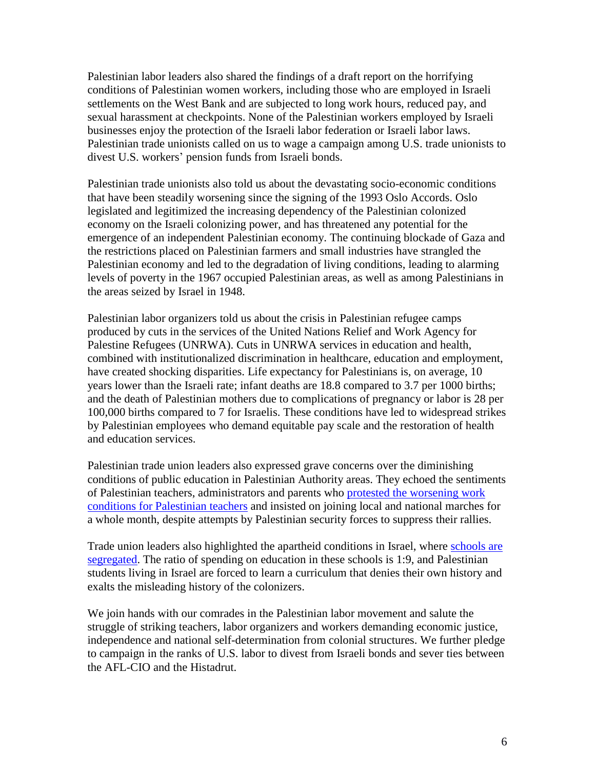Palestinian labor leaders also shared the findings of a draft report on the horrifying conditions of Palestinian women workers, including those who are employed in Israeli settlements on the West Bank and are subjected to long work hours, reduced pay, and sexual harassment at checkpoints. None of the Palestinian workers employed by Israeli businesses enjoy the protection of the Israeli labor federation or Israeli labor laws. Palestinian trade unionists called on us to wage a campaign among U.S. trade unionists to divest U.S. workers' pension funds from Israeli bonds.

Palestinian trade unionists also told us about the devastating socio-economic conditions that have been steadily worsening since the signing of the 1993 Oslo Accords. Oslo legislated and legitimized the increasing dependency of the Palestinian colonized economy on the Israeli colonizing power, and has threatened any potential for the emergence of an independent Palestinian economy. The continuing blockade of Gaza and the restrictions placed on Palestinian farmers and small industries have strangled the Palestinian economy and led to the degradation of living conditions, leading to alarming levels of poverty in the 1967 occupied Palestinian areas, as well as among Palestinians in the areas seized by Israel in 1948.

Palestinian labor organizers told us about the crisis in Palestinian refugee camps produced by cuts in the services of the United Nations Relief and Work Agency for Palestine Refugees (UNRWA). Cuts in UNRWA services in education and health, combined with institutionalized discrimination in healthcare, education and employment, have created shocking disparities. Life expectancy for Palestinians is, on average, 10 years lower than the Israeli rate; infant deaths are 18.8 compared to 3.7 per 1000 births; and the death of Palestinian mothers due to complications of pregnancy or labor is 28 per 100,000 births compared to 7 for Israelis. These conditions have led to widespread strikes by Palestinian employees who demand equitable pay scale and the restoration of health and education services.

Palestinian trade union leaders also expressed grave concerns over the diminishing conditions of public education in Palestinian Authority areas. They echoed the sentiments of Palestinian teachers, administrators and parents who [protested the worsening work conditions for Palestinian teachers] and insisted on joining local and national marches for a whole month, despite attempts by Palestinian security forces to suppress their rallies.

Trade union leaders also highlighted the apartheid conditions in Israel, where [schools are segregated]. The ratio of spending on education in these schools is 1:9, and Palestinian students living in Israel are forced to learn a curriculum that denies their own history and exalts the misleading history of the colonizers.

We join hands with our comrades in the Palestinian labor movement and salute the struggle of striking teachers, labor organizers and workers demanding economic justice, independence and national self-determination from colonial structures. We further pledge to campaign in the ranks of U.S. labor to divest from Israeli bonds and sever ties between the AFL-CIO and the Histadrut.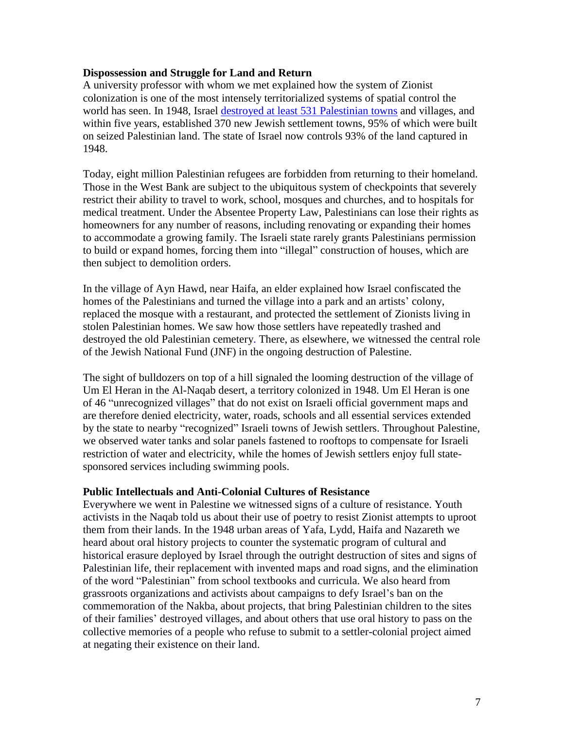**Dispossession and Struggle for Land and Return**

A university professor with whom we met explained how the system of Zionist colonization is one of the most intensely territorialized systems of spatial control the world has seen. In 1948, Israel [destroyed at least 531 Palestinian towns] and villages, and within five years, established 370 new Jewish settlement towns, 95% of which were built on seized Palestinian land. The state of Israel now controls 93% of the land captured in 1948.

Today, eight million Palestinian refugees are forbidden from returning to their homeland. Those in the West Bank are subject to the ubiquitous system of checkpoints that severely restrict their ability to travel to work, school, mosques and churches, and to hospitals for medical treatment. Under the Absentee Property Law, Palestinians can lose their rights as homeowners for any number of reasons, including renovating or expanding their homes to accommodate a growing family. The Israeli state rarely grants Palestinians permission to build or expand homes, forcing them into "illegal" construction of houses, which are then subject to demolition orders.

In the village of Ayn Hawd, near Haifa, an elder explained how Israel confiscated the homes of the Palestinians and turned the village into a park and an artists' colony, replaced the mosque with a restaurant, and protected the settlement of Zionists living in stolen Palestinian homes. We saw how those settlers have repeatedly trashed and destroyed the old Palestinian cemetery. There, as elsewhere, we witnessed the central role of the Jewish National Fund (JNF) in the ongoing destruction of Palestine.

The sight of bulldozers on top of a hill signaled the looming destruction of the village of Um El Heran in the Al-Naqab desert, a territory colonized in 1948. Um El Heran is one of 46 "unrecognized villages" that do not exist on Israeli official government maps and are therefore denied electricity, water, roads, schools and all essential services extended by the state to nearby "recognized" Israeli towns of Jewish settlers. Throughout Palestine, we observed water tanks and solar panels fastened to rooftops to compensate for Israeli restriction of water and electricity, while the homes of Jewish settlers enjoy full state-sponsored services including swimming pools.

**Public Intellectuals and Anti-Colonial Cultures of Resistance**

Everywhere we went in Palestine we witnessed signs of a culture of resistance. Youth activists in the Naqab told us about their use of poetry to resist Zionist attempts to uproot them from their lands. In the 1948 urban areas of Yafa, Lydd, Haifa and Nazareth we heard about oral history projects to counter the systematic program of cultural and historical erasure deployed by Israel through the outright destruction of sites and signs of Palestinian life, their replacement with invented maps and road signs, and the elimination of the word "Palestinian" from school textbooks and curricula. We also heard from grassroots organizations and activists about campaigns to defy Israel's ban on the commemoration of the Nakba, about projects, that bring Palestinian children to the sites of their families' destroyed villages, and about others that use oral history to pass on the collective memories of a people who refuse to submit to a settler-colonial project aimed at negating their existence on their land.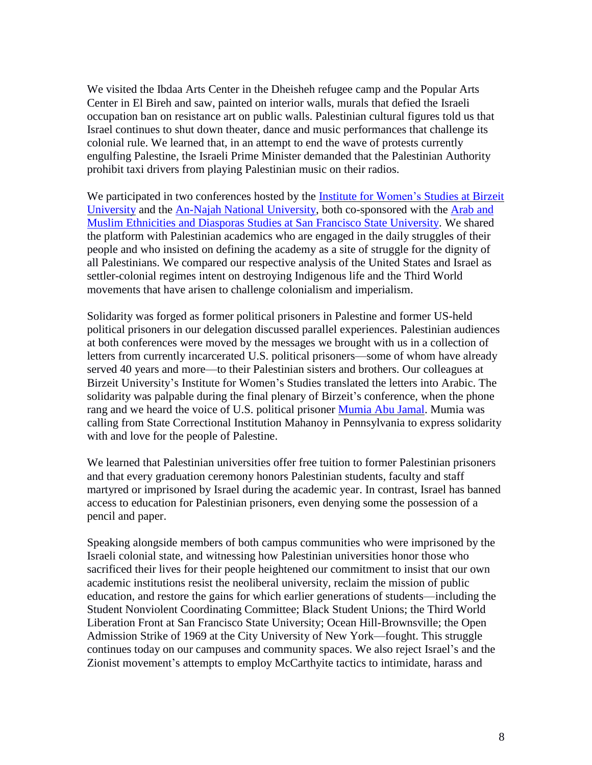We visited the Ibdaa Arts Center in the Dheisheh refugee camp and the Popular Arts Center in El Bireh and saw, painted on interior walls, murals that defied the Israeli occupation ban on resistance art on public walls. Palestinian cultural figures told us that Israel continues to shut down theater, dance and music performances that challenge its colonial rule. We learned that, in an attempt to end the wave of protests currently engulfing Palestine, the Israeli Prime Minister demanded that the Palestinian Authority prohibit taxi drivers from playing Palestinian music on their radios.

We participated in two conferences hosted by the Institute for Women's Studies at Birzeit University and the An-Najah National University, both co-sponsored with the Arab and Muslim Ethnicities and Diasporas Studies at San Francisco State University. We shared the platform with Palestinian academics who are engaged in the daily struggles of their people and who insisted on defining the academy as a site of struggle for the dignity of all Palestinians. We compared our respective analysis of the United States and Israel as settler-colonial regimes intent on destroying Indigenous life and the Third World movements that have arisen to challenge colonialism and imperialism.

Solidarity was forged as former political prisoners in Palestine and former US-held political prisoners in our delegation discussed parallel experiences. Palestinian audiences at both conferences were moved by the messages we brought with us in a collection of letters from currently incarcerated U.S. political prisoners—some of whom have already served 40 years and more—to their Palestinian sisters and brothers. Our colleagues at Birzeit University's Institute for Women's Studies translated the letters into Arabic. The solidarity was palpable during the final plenary of Birzeit's conference, when the phone rang and we heard the voice of U.S. political prisoner Mumia Abu Jamal. Mumia was calling from State Correctional Institution Mahanoy in Pennsylvania to express solidarity with and love for the people of Palestine.

We learned that Palestinian universities offer free tuition to former Palestinian prisoners and that every graduation ceremony honors Palestinian students, faculty and staff martyred or imprisoned by Israel during the academic year. In contrast, Israel has banned access to education for Palestinian prisoners, even denying some the possession of a pencil and paper.

Speaking alongside members of both campus communities who were imprisoned by the Israeli colonial state, and witnessing how Palestinian universities honor those who sacrificed their lives for their people heightened our commitment to insist that our own academic institutions resist the neoliberal university, reclaim the mission of public education, and restore the gains for which earlier generations of students—including the Student Nonviolent Coordinating Committee; Black Student Unions; the Third World Liberation Front at San Francisco State University; Ocean Hill-Brownsville; the Open Admission Strike of 1969 at the City University of New York—fought. This struggle continues today on our campuses and community spaces. We also reject Israel's and the Zionist movement's attempts to employ McCarthyite tactics to intimidate, harass and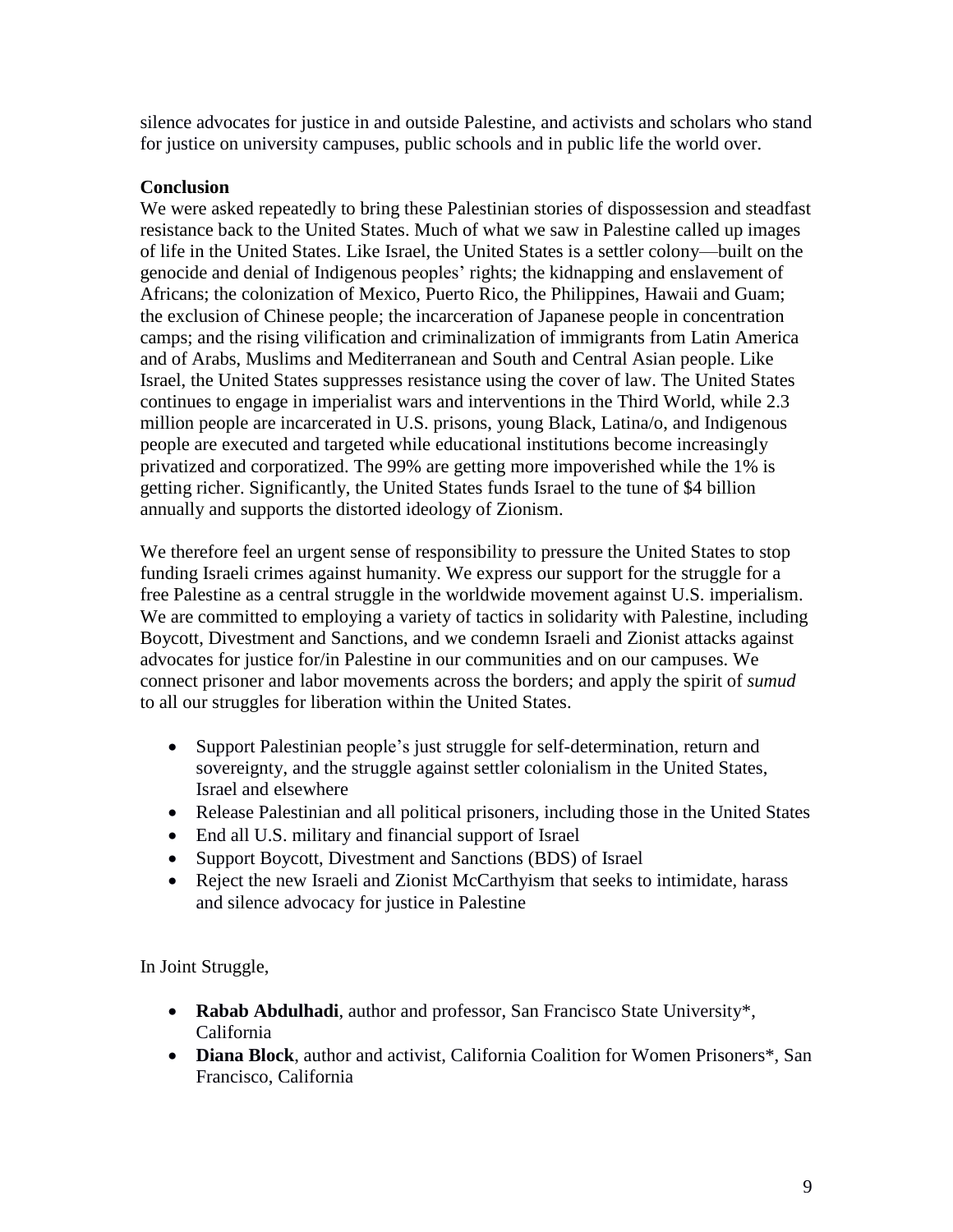silence advocates for justice in and outside Palestine, and activists and scholars who stand for justice on university campuses, public schools and in public life the world over.

**Conclusion**

We were asked repeatedly to bring these Palestinian stories of dispossession and steadfast resistance back to the United States. Much of what we saw in Palestine called up images of life in the United States. Like Israel, the United States is a settler colony—built on the genocide and denial of Indigenous peoples' rights; the kidnapping and enslavement of Africans; the colonization of Mexico, Puerto Rico, the Philippines, Hawaii and Guam; the exclusion of Chinese people; the incarceration of Japanese people in concentration camps; and the rising vilification and criminalization of immigrants from Latin America and of Arabs, Muslims and Mediterranean and South and Central Asian people. Like Israel, the United States suppresses resistance using the cover of law. The United States continues to engage in imperialist wars and interventions in the Third World, while 2.3 million people are incarcerated in U.S. prisons, young Black, Latina/o, and Indigenous people are executed and targeted while educational institutions become increasingly privatized and corporatized. The 99% are getting more impoverished while the 1% is getting richer. Significantly, the United States funds Israel to the tune of $4 billion annually and supports the distorted ideology of Zionism.

We therefore feel an urgent sense of responsibility to pressure the United States to stop funding Israeli crimes against humanity. We express our support for the struggle for a free Palestine as a central struggle in the worldwide movement against U.S. imperialism. We are committed to employing a variety of tactics in solidarity with Palestine, including Boycott, Divestment and Sanctions, and we condemn Israeli and Zionist attacks against advocates for justice for/in Palestine in our communities and on our campuses. We connect prisoner and labor movements across the borders; and apply the spirit of *sumud* to all our struggles for liberation within the United States.

- Support Palestinian people's just struggle for self-determination, return and sovereignty, and the struggle against settler colonialism in the United States, Israel and elsewhere
- Release Palestinian and all political prisoners, including those in the United States
- End all U.S. military and financial support of Israel
- Support Boycott, Divestment and Sanctions (BDS) of Israel
- Reject the new Israeli and Zionist McCarthyism that seeks to intimidate, harass and silence advocacy for justice in Palestine

In Joint Struggle,

- **Rabab Abdulhadi**, author and professor, San Francisco State University*, California
- **Diana Block**, author and activist, California Coalition for Women Prisoners*, San Francisco, California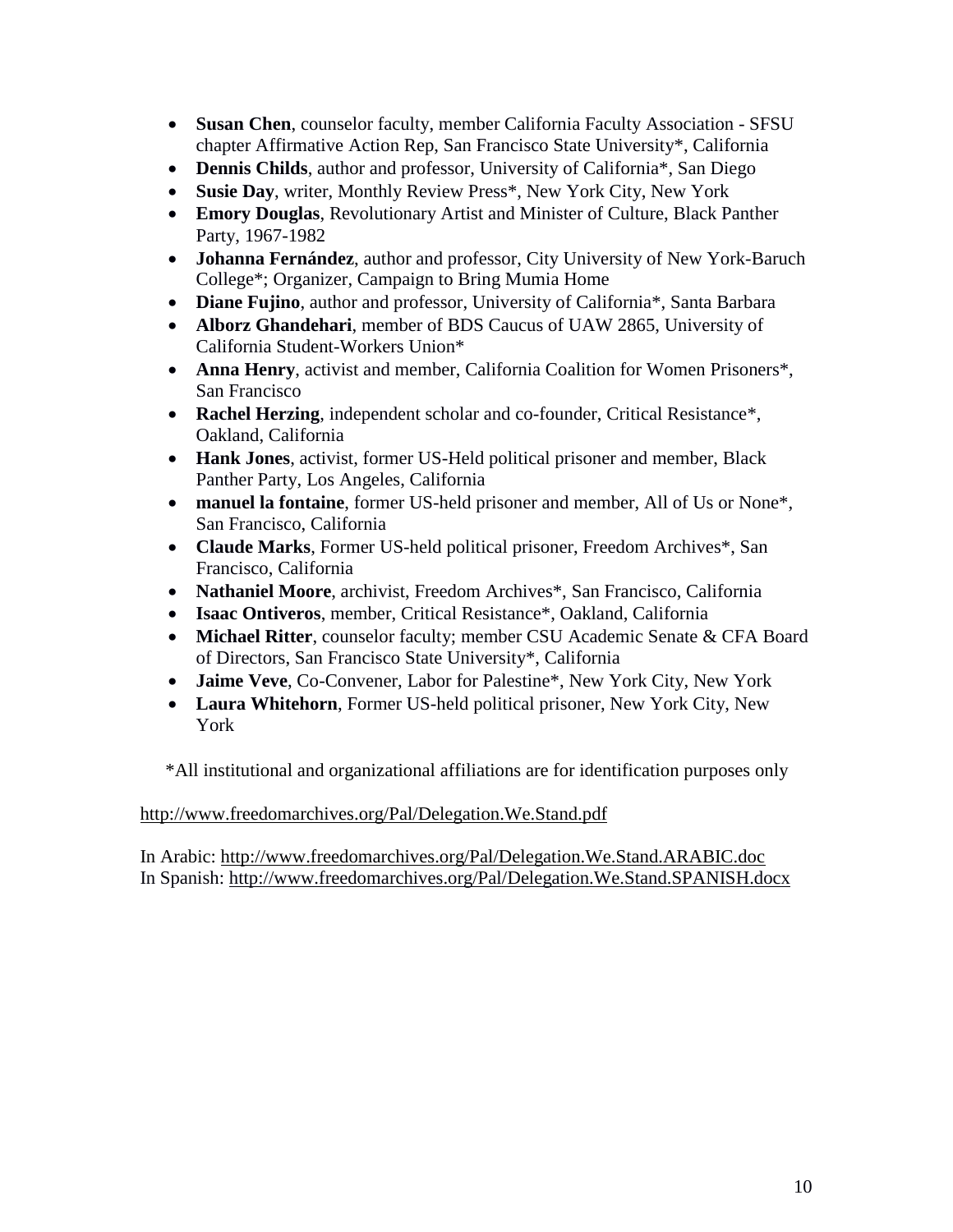- **Susan Chen**, counselor faculty, member California Faculty Association - SFSU chapter Affirmative Action Rep, San Francisco State University*, California
- **Dennis Childs**, author and professor, University of California*, San Diego
- **Susie Day**, writer, Monthly Review Press*, New York City, New York
- **Emory Douglas**, Revolutionary Artist and Minister of Culture, Black Panther Party, 1967-1982
- **Johanna Fernández**, author and professor, City University of New York-Baruch College*; Organizer, Campaign to Bring Mumia Home
- **Diane Fujino**, author and professor, University of California*, Santa Barbara
- **Alborz Ghandehari**, member of BDS Caucus of UAW 2865, University of California Student-Workers Union*
- **Anna Henry**, activist and member, California Coalition for Women Prisoners*, San Francisco
- **Rachel Herzing**, independent scholar and co-founder, Critical Resistance*, Oakland, California
- **Hank Jones**, activist, former US-Held political prisoner and member, Black Panther Party, Los Angeles, California
- **manuel la fontaine**, former US-held prisoner and member, All of Us or None*, San Francisco, California
- **Claude Marks**, Former US-held political prisoner, Freedom Archives*, San Francisco, California
- **Nathaniel Moore**, archivist, Freedom Archives*, San Francisco, California
- **Isaac Ontiveros**, member, Critical Resistance*, Oakland, California
- **Michael Ritter**, counselor faculty; member CSU Academic Senate & CFA Board of Directors, San Francisco State University*, California
- **Jaime Veve**, Co-Convener, Labor for Palestine*, New York City, New York
- **Laura Whitehorn**, Former US-held political prisoner, New York City, New York

*All institutional and organizational affiliations are for identification purposes only

http://www.freedomarchives.org/Pal/Delegation.We.Stand.pdf

In Arabic: http://www.freedomarchives.org/Pal/Delegation.We.Stand.ARABIC.doc
In Spanish: http://www.freedomarchives.org/Pal/Delegation.We.Stand.SPANISH.docx